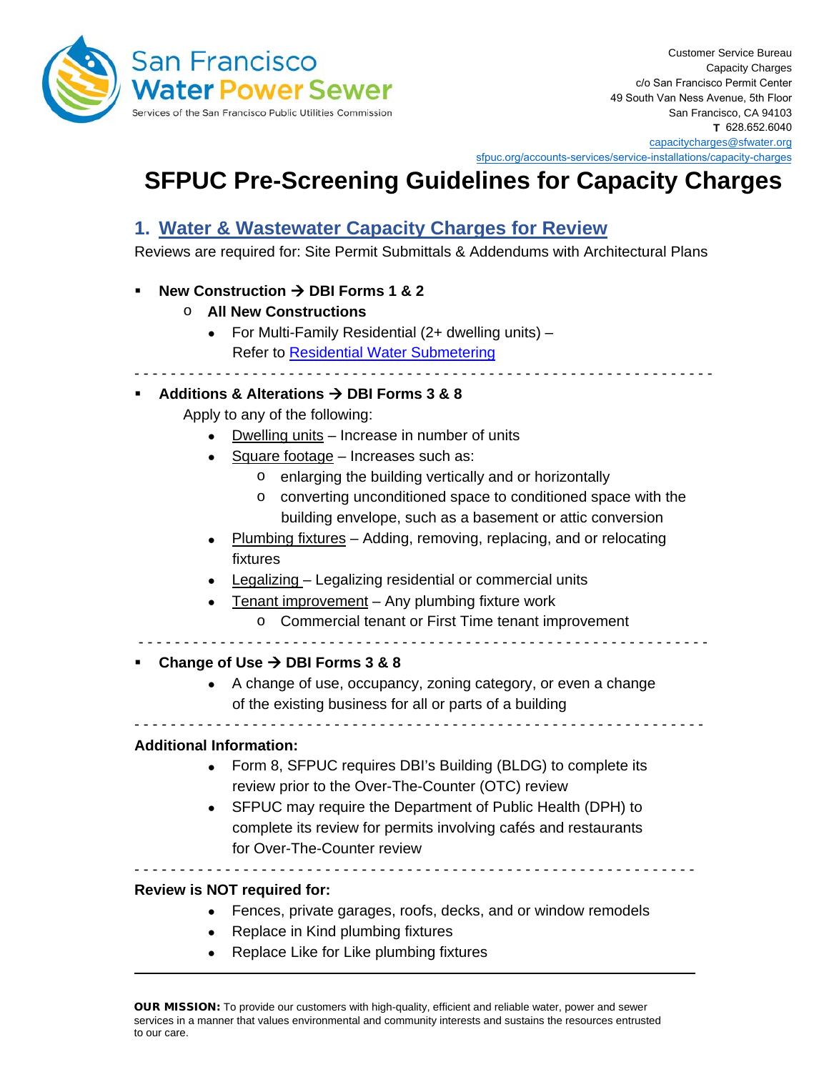San Francisco Water Power Sewer
Services of the San Francisco Public Utilities Commission

Customer Service Bureau
Capacity Charges
c/o San Francisco Permit Center
49 South Van Ness Avenue, 5th Floor
San Francisco, CA 94103
**T** 628.652.6040
capacitycharges@sfwater.org
sfpuc.org/accounts-services/service-installations/capacity-charges

# SFPUC Pre-Screening Guidelines for Capacity Charges

## 1. Water & Wastewater Capacity Charges for Review

Reviews are required for: Site Permit Submittals & Addendums with Architectural Plans

- **New Construction → DBI Forms 1 & 2**
  - **All New Constructions**
    - For Multi-Family Residential (2+ dwelling units) – Refer to Residential Water Submetering

---

- **Additions & Alterations → DBI Forms 3 & 8**

  Apply to any of the following:
    - Dwelling units – Increase in number of units
    - Square footage – Increases such as:
      - enlarging the building vertically and or horizontally
      - converting unconditioned space to conditioned space with the building envelope, such as a basement or attic conversion
    - Plumbing fixtures – Adding, removing, replacing, and or relocating fixtures
    - Legalizing – Legalizing residential or commercial units
    - Tenant improvement – Any plumbing fixture work
      - Commercial tenant or First Time tenant improvement

---

- **Change of Use → DBI Forms 3 & 8**
    - A change of use, occupancy, zoning category, or even a change of the existing business for all or parts of a building

---

**Additional Information:**

- Form 8, SFPUC requires DBI's Building (BLDG) to complete its review prior to the Over-The-Counter (OTC) review
- SFPUC may require the Department of Public Health (DPH) to complete its review for permits involving cafés and restaurants for Over-The-Counter review

---

**Review is NOT required for:**

- Fences, private garages, roofs, decks, and or window remodels
- Replace in Kind plumbing fixtures
- Replace Like for Like plumbing fixtures

---

**OUR MISSION:** To provide our customers with high-quality, efficient and reliable water, power and sewer services in a manner that values environmental and community interests and sustains the resources entrusted to our care.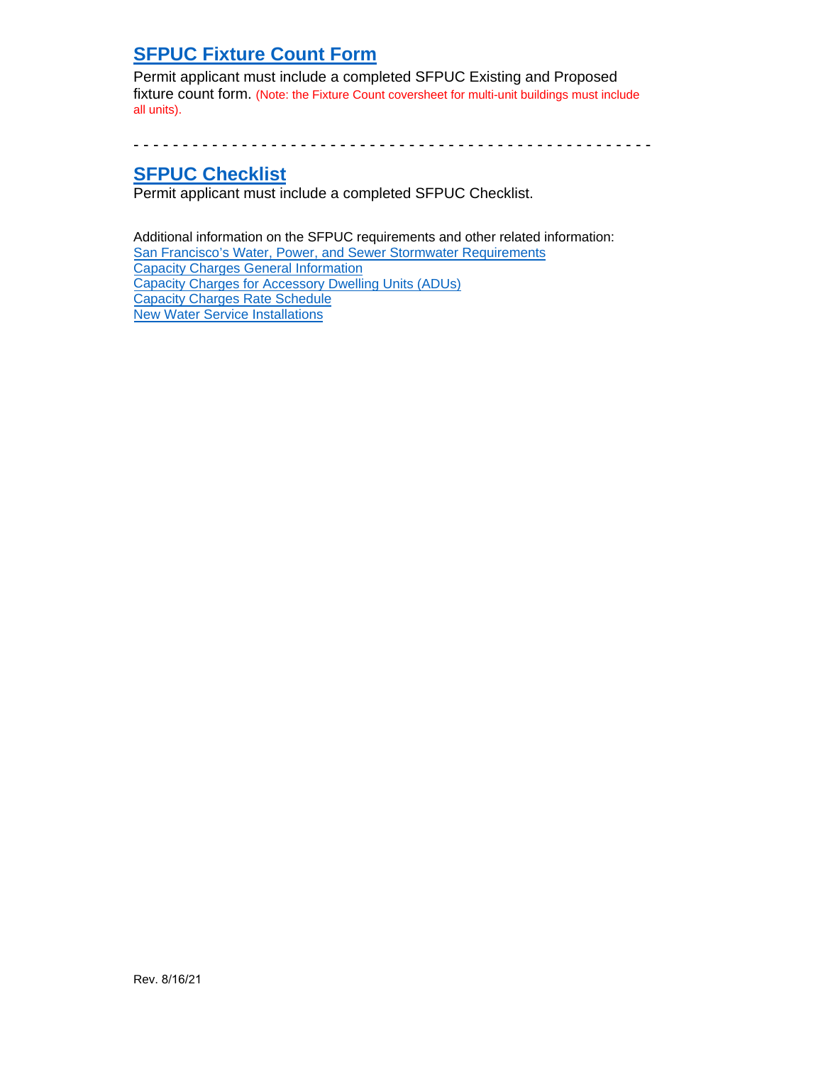## SFPUC Fixture Count Form

Permit applicant must include a completed SFPUC Existing and Proposed fixture count form. (Note: the Fixture Count coversheet for multi-unit buildings must include all units).

- - - - - - - - - - - - - - - - - - - - - - - - - - - - - - - - - - - - - - - - - - - - - - - - - - - - - -

## SFPUC Checklist

Permit applicant must include a completed SFPUC Checklist.

Additional information on the SFPUC requirements and other related information:
San Francisco's Water, Power, and Sewer Stormwater Requirements
Capacity Charges General Information
Capacity Charges for Accessory Dwelling Units (ADUs)
Capacity Charges Rate Schedule
New Water Service Installations

Rev. 8/16/21